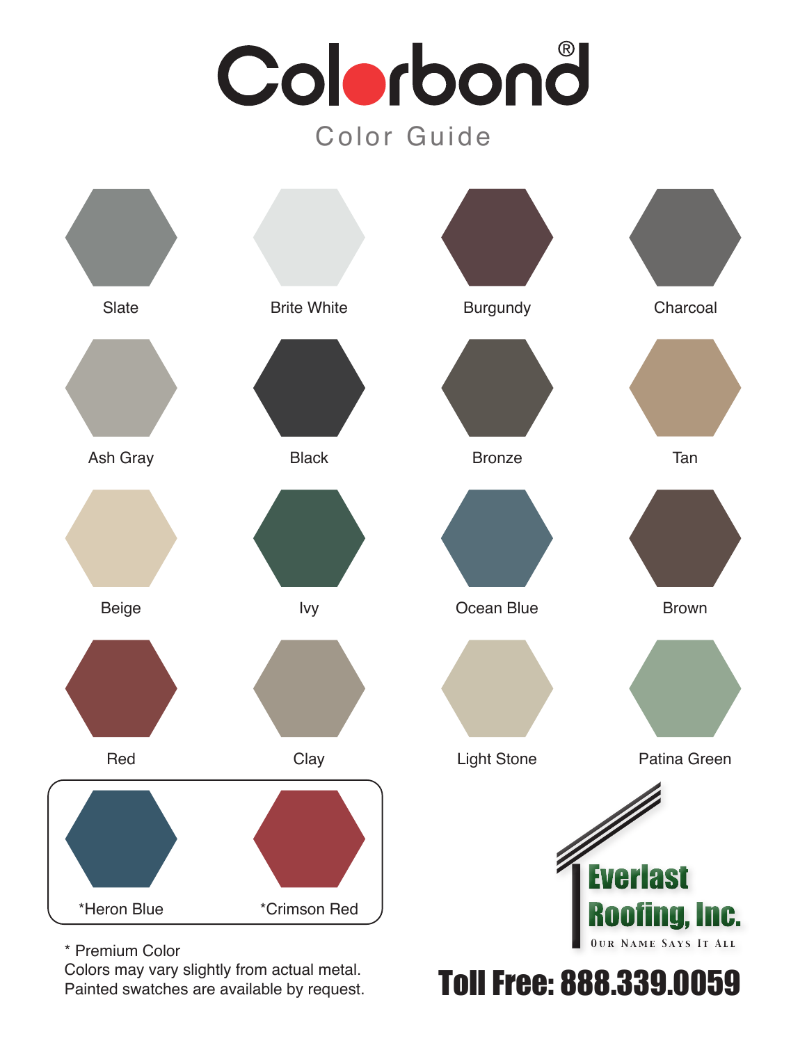# Colorbond®

## Color Guide

| | | | |
|---|---|---|---|
| Slate | Brite White | Burgundy | Charcoal |
| Ash Gray | Black | Bronze | Tan |
| Beige | Ivy | Ocean Blue | Brown |
| Red | Clay | Light Stone | Patina Green |
| *Heron Blue | *Crimson Red | | |

\* Premium Color
Colors may vary slightly from actual metal.
Painted swatches are available by request.

**Everlast Roofing, Inc.**
Our Name Says It All

**Toll Free: 888.339.0059**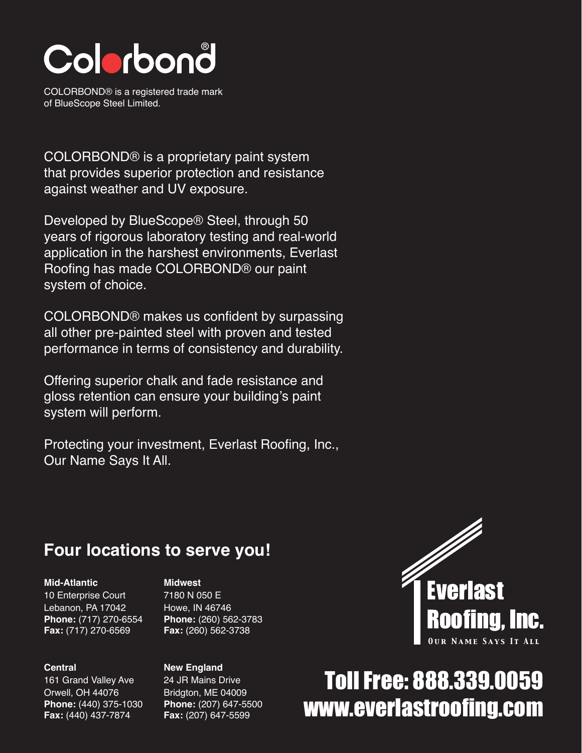# Colorbond®

COLORBOND® is a registered trade mark of BlueScope Steel Limited.

COLORBOND® is a proprietary paint system that provides superior protection and resistance against weather and UV exposure.

Developed by BlueScope® Steel, through 50 years of rigorous laboratory testing and real-world application in the harshest environments, Everlast Roofing has made COLORBOND® our paint system of choice.

COLORBOND® makes us confident by surpassing all other pre-painted steel with proven and tested performance in terms of consistency and durability.

Offering superior chalk and fade resistance and gloss retention can ensure your building's paint system will perform.

Protecting your investment, Everlast Roofing, Inc., Our Name Says It All.

## Four locations to serve you!

**Mid-Atlantic**
10 Enterprise Court
Lebanon, PA 17042
**Phone:** (717) 270-6554
**Fax:** (717) 270-6569

**Midwest**
7180 N 050 E
Howe, IN 46746
**Phone:** (260) 562-3783
**Fax:** (260) 562-3738

**Central**
161 Grand Valley Ave
Orwell, OH 44076
**Phone:** (440) 375-1030
**Fax:** (440) 437-7874

**New England**
24 JR Mains Drive
Bridgton, ME 04009
**Phone:** (207) 647-5500
**Fax:** (207) 647-5599

Everlast Roofing, Inc.
OUR NAME SAYS IT ALL

Toll Free: 888.339.0059
www.everlastroofing.com